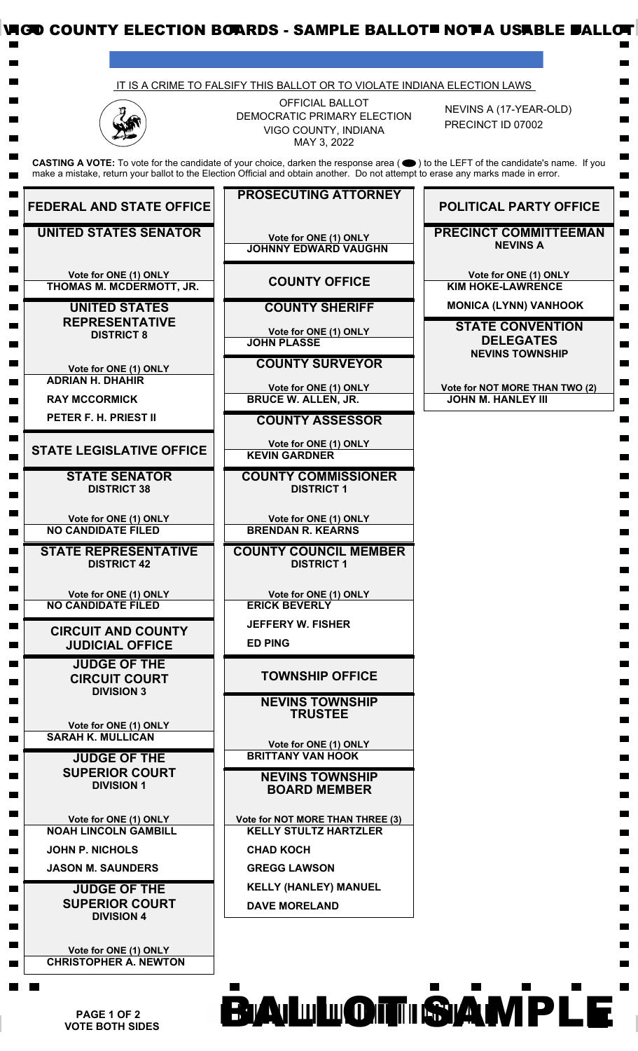# VIGO COUNTY ELECTION BOARDS - SAMPLE BALLOT - NOT A USABLE BALLOT

IT IS A CRIME TO FALSIFY THIS BALLOT OR TO VIOLATE INDIANA ELECTION LAWS

OFFICIAL BALLOT
DEMOCRATIC PRIMARY ELECTION
VIGO COUNTY, INDIANA
MAY 3, 2022

NEVINS A (17-YEAR-OLD)
PRECINCT ID 07002

**CASTING A VOTE:** To vote for the candidate of your choice, darken the response area ( ⬬ ) to the LEFT of the candidate's name. If you make a mistake, return your ballot to the Election Official and obtain another. Do not attempt to erase any marks made in error.

## FEDERAL AND STATE OFFICE

### UNITED STATES SENATOR

Vote for ONE (1) ONLY

- THOMAS M. MCDERMOTT, JR.

### UNITED STATES REPRESENTATIVE
**DISTRICT 8**

Vote for ONE (1) ONLY

- ADRIAN H. DHAHIR
- RAY MCCORMICK
- PETER F. H. PRIEST II

## STATE LEGISLATIVE OFFICE

### STATE SENATOR
**DISTRICT 38**

Vote for ONE (1) ONLY

- NO CANDIDATE FILED

### STATE REPRESENTATIVE
**DISTRICT 42**

Vote for ONE (1) ONLY

- NO CANDIDATE FILED

## CIRCUIT AND COUNTY JUDICIAL OFFICE

### JUDGE OF THE CIRCUIT COURT
**DIVISION 3**

Vote for ONE (1) ONLY

- SARAH K. MULLICAN

### JUDGE OF THE SUPERIOR COURT
**DIVISION 1**

Vote for ONE (1) ONLY

- NOAH LINCOLN GAMBILL
- JOHN P. NICHOLS
- JASON M. SAUNDERS

### JUDGE OF THE SUPERIOR COURT
**DIVISION 4**

Vote for ONE (1) ONLY

- CHRISTOPHER A. NEWTON

### PROSECUTING ATTORNEY

Vote for ONE (1) ONLY

- JOHNNY EDWARD VAUGHN

## COUNTY OFFICE

### COUNTY SHERIFF

Vote for ONE (1) ONLY

- JOHN PLASSE

### COUNTY SURVEYOR

Vote for ONE (1) ONLY

- BRUCE W. ALLEN, JR.

### COUNTY ASSESSOR

Vote for ONE (1) ONLY

- KEVIN GARDNER

### COUNTY COMMISSIONER
**DISTRICT 1**

Vote for ONE (1) ONLY

- BRENDAN R. KEARNS

### COUNTY COUNCIL MEMBER
**DISTRICT 1**

Vote for ONE (1) ONLY

- ERICK BEVERLY
- JEFFERY W. FISHER
- ED PING

## TOWNSHIP OFFICE

### NEVINS TOWNSHIP TRUSTEE

Vote for ONE (1) ONLY

- BRITTANY VAN HOOK

### NEVINS TOWNSHIP BOARD MEMBER

Vote for NOT MORE THAN THREE (3)

- KELLY STULTZ HARTZLER
- CHAD KOCH
- GREGG LAWSON
- KELLY (HANLEY) MANUEL
- DAVE MORELAND

## POLITICAL PARTY OFFICE

### PRECINCT COMMITTEEMAN
**NEVINS A**

Vote for ONE (1) ONLY

- KIM HOKE-LAWRENCE
- MONICA (LYNN) VANHOOK

### STATE CONVENTION DELEGATES
**NEVINS TOWNSHIP**

Vote for NOT MORE THAN TWO (2)

- JOHN M. HANLEY III

VOTE BOTH SIDES

BALLOT SAMPLE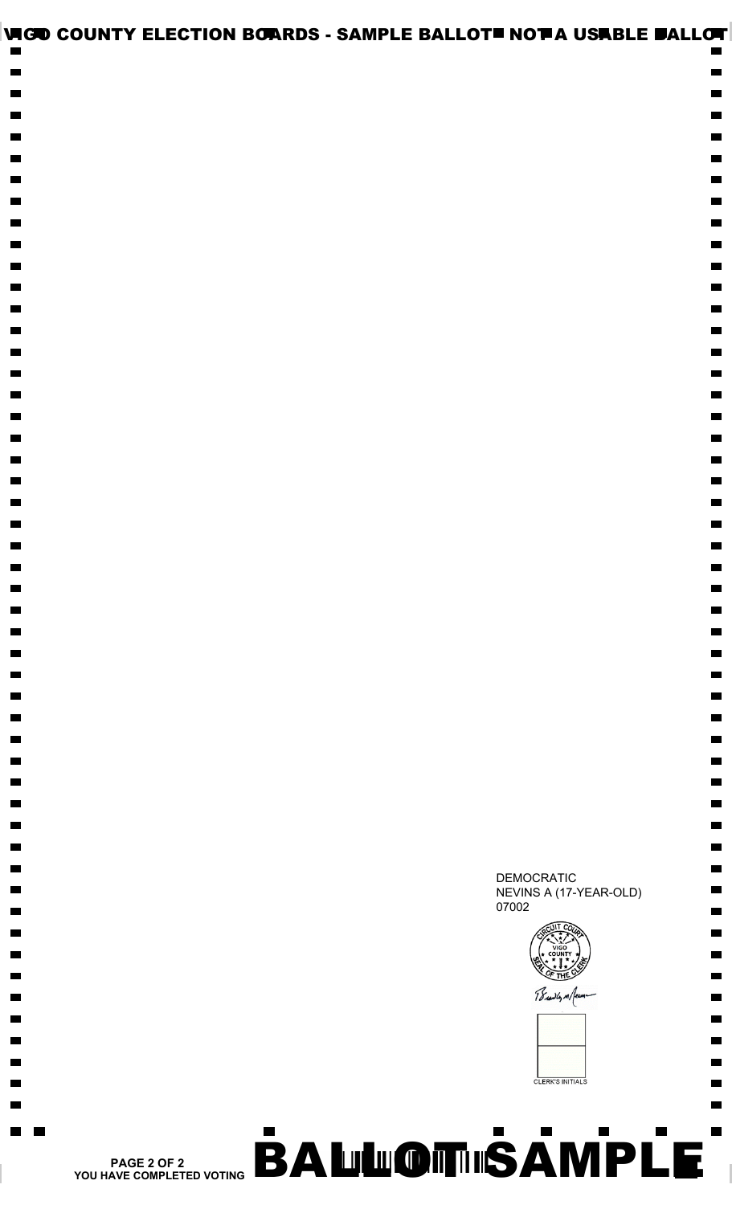# VIGO COUNTY ELECTION BOARDS - SAMPLE BALLOT NOT A USABLE BALLOT

DEMOCRATIC
NEVINS A (17-YEAR-OLD)
07002

CLERK'S INITIALS

PAGE 2 OF 2
YOU HAVE COMPLETED VOTING

BALLOT SAMPLE